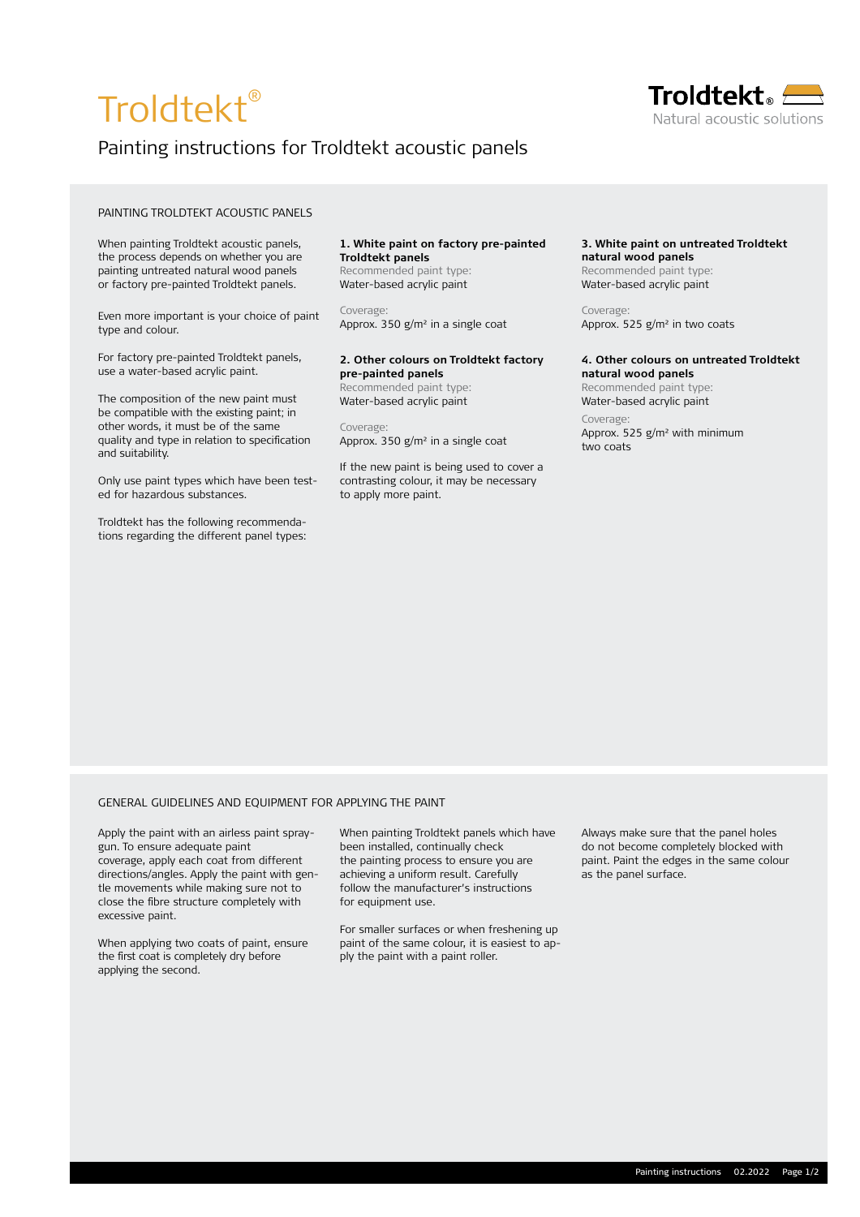# Troldtekt®

## Painting instructions for Troldtekt acoustic panels

### PAINTING TROLDTEKT ACOUSTIC PANELS

When painting Troldtekt acoustic panels, the process depends on whether you are painting untreated natural wood panels or factory pre-painted Troldtekt panels.

Even more important is your choice of paint type and colour.

For factory pre-painted Troldtekt panels, use a water-based acrylic paint.

The composition of the new paint must be compatible with the existing paint; in other words, it must be of the same quality and type in relation to specification and suitability.

Only use paint types which have been tested for hazardous substances.

Troldtekt has the following recommendations regarding the different panel types:

**1. White paint on factory pre-painted Troldtekt panels**
Recommended paint type:
Water-based acrylic paint

Coverage:
Approx. 350 g/m² in a single coat

**2. Other colours on Troldtekt factory pre-painted panels**
Recommended paint type:
Water-based acrylic paint

Coverage:
Approx. 350 g/m² in a single coat

If the new paint is being used to cover a contrasting colour, it may be necessary to apply more paint.

**3. White paint on untreated Troldtekt natural wood panels**
Recommended paint type:
Water-based acrylic paint

Coverage:
Approx. 525 g/m² in two coats

**4. Other colours on untreated Troldtekt natural wood panels**
Recommended paint type:
Water-based acrylic paint

Coverage:
Approx. 525 g/m² with minimum two coats

### GENERAL GUIDELINES AND EQUIPMENT FOR APPLYING THE PAINT

Apply the paint with an airless paint spray-gun. To ensure adequate paint coverage, apply each coat from different directions/angles. Apply the paint with gentle movements while making sure not to close the fibre structure completely with excessive paint.

When applying two coats of paint, ensure the first coat is completely dry before applying the second.

When painting Troldtekt panels which have been installed, continually check the painting process to ensure you are achieving a uniform result. Carefully follow the manufacturer's instructions for equipment use.

For smaller surfaces or when freshening up paint of the same colour, it is easiest to apply the paint with a paint roller.

Always make sure that the panel holes do not become completely blocked with paint. Paint the edges in the same colour as the panel surface.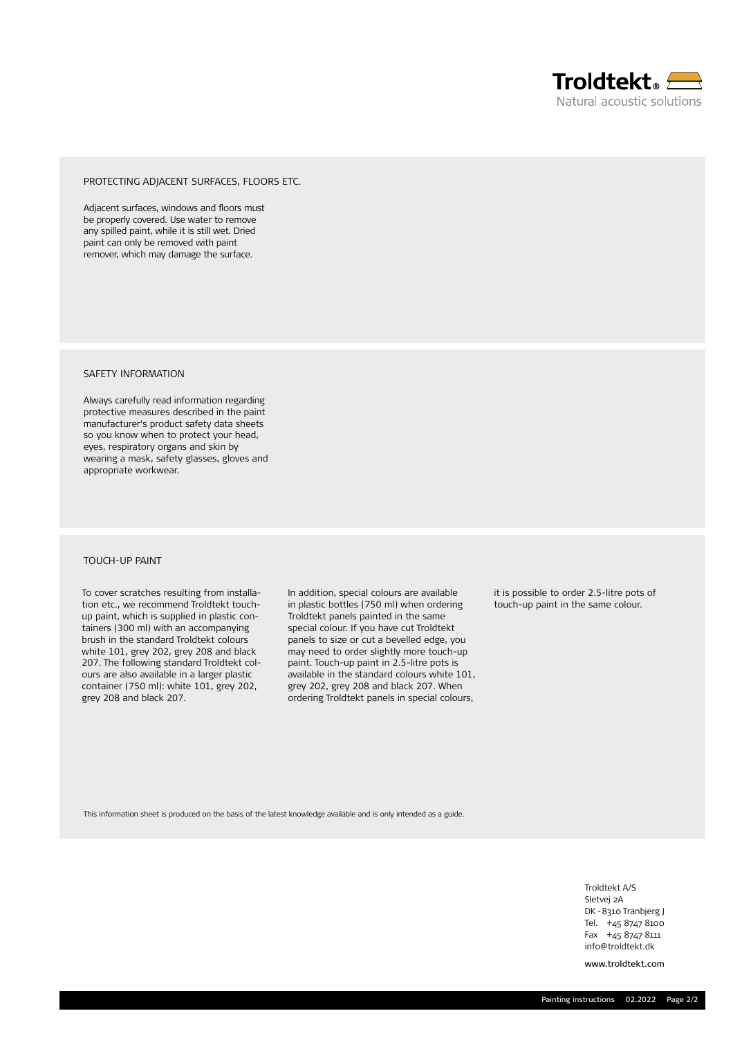## PROTECTING ADJACENT SURFACES, FLOORS ETC.

Adjacent surfaces, windows and floors must be properly covered. Use water to remove any spilled paint, while it is still wet. Dried paint can only be removed with paint remover, which may damage the surface.

## SAFETY INFORMATION

Always carefully read information regarding protective measures described in the paint manufacturer's product safety data sheets so you know when to protect your head, eyes, respiratory organs and skin by wearing a mask, safety glasses, gloves and appropriate workwear.

## TOUCH-UP PAINT

To cover scratches resulting from installation etc., we recommend Troldtekt touch-up paint, which is supplied in plastic containers (300 ml) with an accompanying brush in the standard Troldtekt colours white 101, grey 202, grey 208 and black 207. The following standard Troldtekt colours are also available in a larger plastic container (750 ml): white 101, grey 202, grey 208 and black 207.

In addition, special colours are available in plastic bottles (750 ml) when ordering Troldtekt panels painted in the same special colour. If you have cut Troldtekt panels to size or cut a bevelled edge, you may need to order slightly more touch-up paint. Touch-up paint in 2.5-litre pots is available in the standard colours white 101, grey 202, grey 208 and black 207. When ordering Troldtekt panels in special colours, it is possible to order 2.5-litre pots of touch-up paint in the same colour.

This information sheet is produced on the basis of the latest knowledge available and is only intended as a guide.

Troldtekt A/S
Sletvej 2A
DK - 8310 Tranbjerg J
Tel. +45 8747 8100
Fax +45 8747 8111
info@troldtekt.dk

www.troldtekt.com